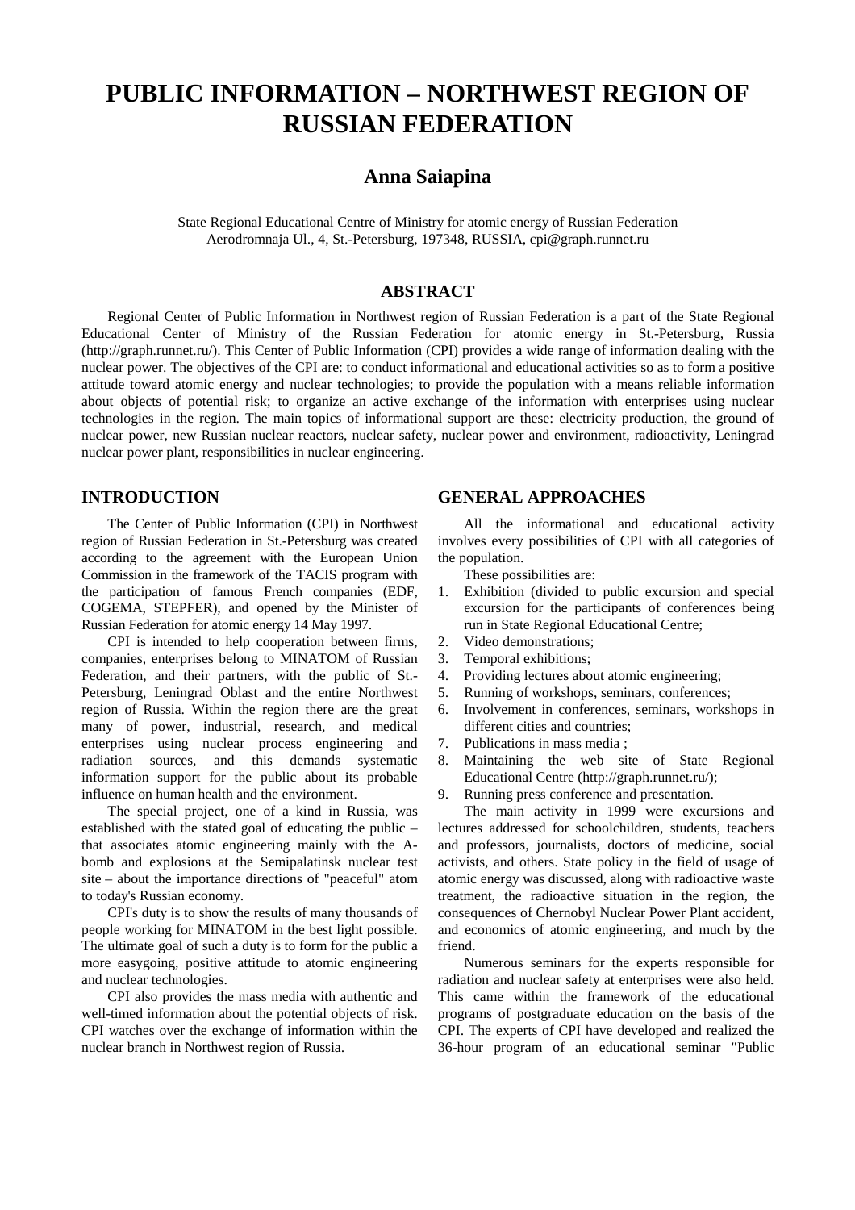# PUBLIC INFORMATION – NORTHWEST REGION OF RUSSIAN FEDERATION

## Anna Saiapina

State Regional Educational Centre of Ministry for atomic energy of Russian Federation
Aerodromnaja Ul., 4, St.-Petersburg, 197348, RUSSIA, cpi@graph.runnet.ru

### ABSTRACT

Regional Center of Public Information in Northwest region of Russian Federation is a part of the State Regional Educational Center of Ministry of the Russian Federation for atomic energy in St.-Petersburg, Russia (http://graph.runnet.ru/). This Center of Public Information (CPI) provides a wide range of information dealing with the nuclear power. The objectives of the CPI are: to conduct informational and educational activities so as to form a positive attitude toward atomic energy and nuclear technologies; to provide the population with a means reliable information about objects of potential risk; to organize an active exchange of the information with enterprises using nuclear technologies in the region. The main topics of informational support are these: electricity production, the ground of nuclear power, new Russian nuclear reactors, nuclear safety, nuclear power and environment, radioactivity, Leningrad nuclear power plant, responsibilities in nuclear engineering.

## INTRODUCTION

The Center of Public Information (CPI) in Northwest region of Russian Federation in St.-Petersburg was created according to the agreement with the European Union Commission in the framework of the TACIS program with the participation of famous French companies (EDF, COGEMA, STEPFER), and opened by the Minister of Russian Federation for atomic energy 14 May 1997.

CPI is intended to help cooperation between firms, companies, enterprises belong to MINATOM of Russian Federation, and their partners, with the public of St.-Petersburg, Leningrad Oblast and the entire Northwest region of Russia. Within the region there are the great many of power, industrial, research, and medical enterprises using nuclear process engineering and radiation sources, and this demands systematic information support for the public about its probable influence on human health and the environment.

The special project, one of a kind in Russia, was established with the stated goal of educating the public – that associates atomic engineering mainly with the A-bomb and explosions at the Semipalatinsk nuclear test site – about the importance directions of "peaceful" atom to today's Russian economy.

CPI's duty is to show the results of many thousands of people working for MINATOM in the best light possible. The ultimate goal of such a duty is to form for the public a more easygoing, positive attitude to atomic engineering and nuclear technologies.

CPI also provides the mass media with authentic and well-timed information about the potential objects of risk. CPI watches over the exchange of information within the nuclear branch in Northwest region of Russia.

## GENERAL APPROACHES

All the informational and educational activity involves every possibilities of CPI with all categories of the population.

These possibilities are:

1. Exhibition (divided to public excursion and special excursion for the participants of conferences being run in State Regional Educational Centre;
2. Video demonstrations;
3. Temporal exhibitions;
4. Providing lectures about atomic engineering;
5. Running of workshops, seminars, conferences;
6. Involvement in conferences, seminars, workshops in different cities and countries;
7. Publications in mass media ;
8. Maintaining the web site of State Regional Educational Centre (http://graph.runnet.ru/);
9. Running press conference and presentation.

The main activity in 1999 were excursions and lectures addressed for schoolchildren, students, teachers and professors, journalists, doctors of medicine, social activists, and others. State policy in the field of usage of atomic energy was discussed, along with radioactive waste treatment, the radioactive situation in the region, the consequences of Chernobyl Nuclear Power Plant accident, and economics of atomic engineering, and much by the friend.

Numerous seminars for the experts responsible for radiation and nuclear safety at enterprises were also held. This came within the framework of the educational programs of postgraduate education on the basis of the CPI. The experts of CPI have developed and realized the 36-hour program of an educational seminar "Public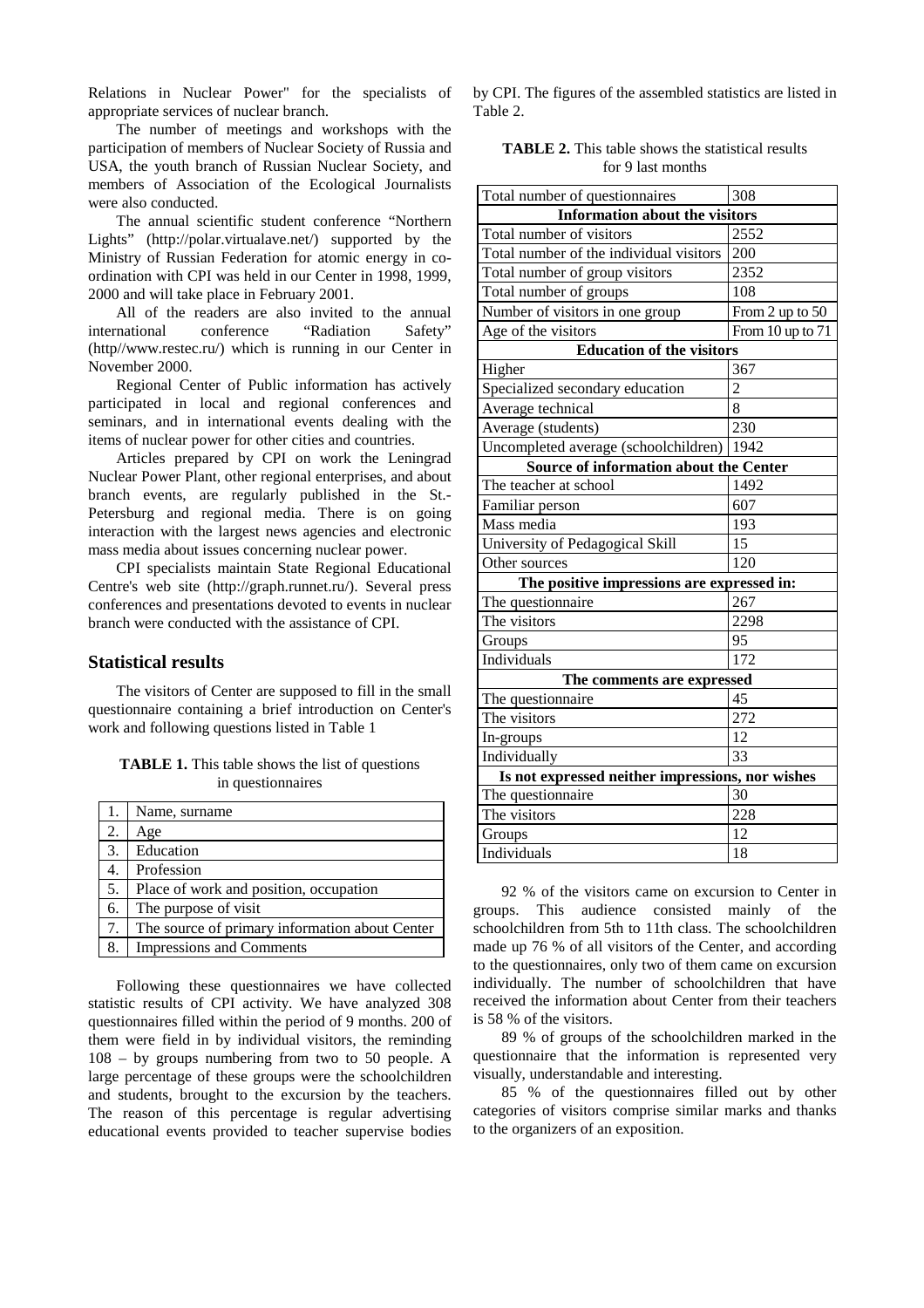Relations in Nuclear Power" for the specialists of appropriate services of nuclear branch.

The number of meetings and workshops with the participation of members of Nuclear Society of Russia and USA, the youth branch of Russian Nuclear Society, and members of Association of the Ecological Journalists were also conducted.

The annual scientific student conference "Northern Lights" (http://polar.virtualave.net/) supported by the Ministry of Russian Federation for atomic energy in co-ordination with CPI was held in our Center in 1998, 1999, 2000 and will take place in February 2001.

All of the readers are also invited to the annual international conference "Radiation Safety" (http//www.restec.ru/) which is running in our Center in November 2000.

Regional Center of Public information has actively participated in local and regional conferences and seminars, and in international events dealing with the items of nuclear power for other cities and countries.

Articles prepared by CPI on work the Leningrad Nuclear Power Plant, other regional enterprises, and about branch events, are regularly published in the St.-Petersburg and regional media. There is on going interaction with the largest news agencies and electronic mass media about issues concerning nuclear power.

CPI specialists maintain State Regional Educational Centre's web site (http://graph.runnet.ru/). Several press conferences and presentations devoted to events in nuclear branch were conducted with the assistance of CPI.

## Statistical results

The visitors of Center are supposed to fill in the small questionnaire containing a brief introduction on Center's work and following questions listed in Table 1

**TABLE 1.** This table shows the list of questions in questionnaires

| | |
|---|---|
| 1. | Name, surname |
| 2. | Age |
| 3. | Education |
| 4. | Profession |
| 5. | Place of work and position, occupation |
| 6. | The purpose of visit |
| 7. | The source of primary information about Center |
| 8. | Impressions and Comments |

Following these questionnaires we have collected statistic results of CPI activity. We have analyzed 308 questionnaires filled within the period of 9 months. 200 of them were field in by individual visitors, the reminding 108 – by groups numbering from two to 50 people. A large percentage of these groups were the schoolchildren and students, brought to the excursion by the teachers. The reason of this percentage is regular advertising educational events provided to teacher supervise bodies by CPI. The figures of the assembled statistics are listed in Table 2.

**TABLE 2.** This table shows the statistical results for 9 last months

| | |
|---|---|
| Total number of questionnaires | 308 |
| **Information about the visitors** | |
| Total number of visitors | 2552 |
| Total number of the individual visitors | 200 |
| Total number of group visitors | 2352 |
| Total number of groups | 108 |
| Number of visitors in one group | From 2 up to 50 |
| Age of the visitors | From 10 up to 71 |
| **Education of the visitors** | |
| Higher | 367 |
| Specialized secondary education | 2 |
| Average technical | 8 |
| Average (students) | 230 |
| Uncompleted average (schoolchildren) | 1942 |
| **Source of information about the Center** | |
| The teacher at school | 1492 |
| Familiar person | 607 |
| Mass media | 193 |
| University of Pedagogical Skill | 15 |
| Other sources | 120 |
| **The positive impressions are expressed in:** | |
| The questionnaire | 267 |
| The visitors | 2298 |
| Groups | 95 |
| Individuals | 172 |
| **The comments are expressed** | |
| The questionnaire | 45 |
| The visitors | 272 |
| In-groups | 12 |
| Individually | 33 |
| **Is not expressed neither impressions, nor wishes** | |
| The questionnaire | 30 |
| The visitors | 228 |
| Groups | 12 |
| Individuals | 18 |

92 % of the visitors came on excursion to Center in groups. This audience consisted mainly of the schoolchildren from 5th to 11th class. The schoolchildren made up 76 % of all visitors of the Center, and according to the questionnaires, only two of them came on excursion individually. The number of schoolchildren that have received the information about Center from their teachers is 58 % of the visitors.

89 % of groups of the schoolchildren marked in the questionnaire that the information is represented very visually, understandable and interesting.

85 % of the questionnaires filled out by other categories of visitors comprise similar marks and thanks to the organizers of an exposition.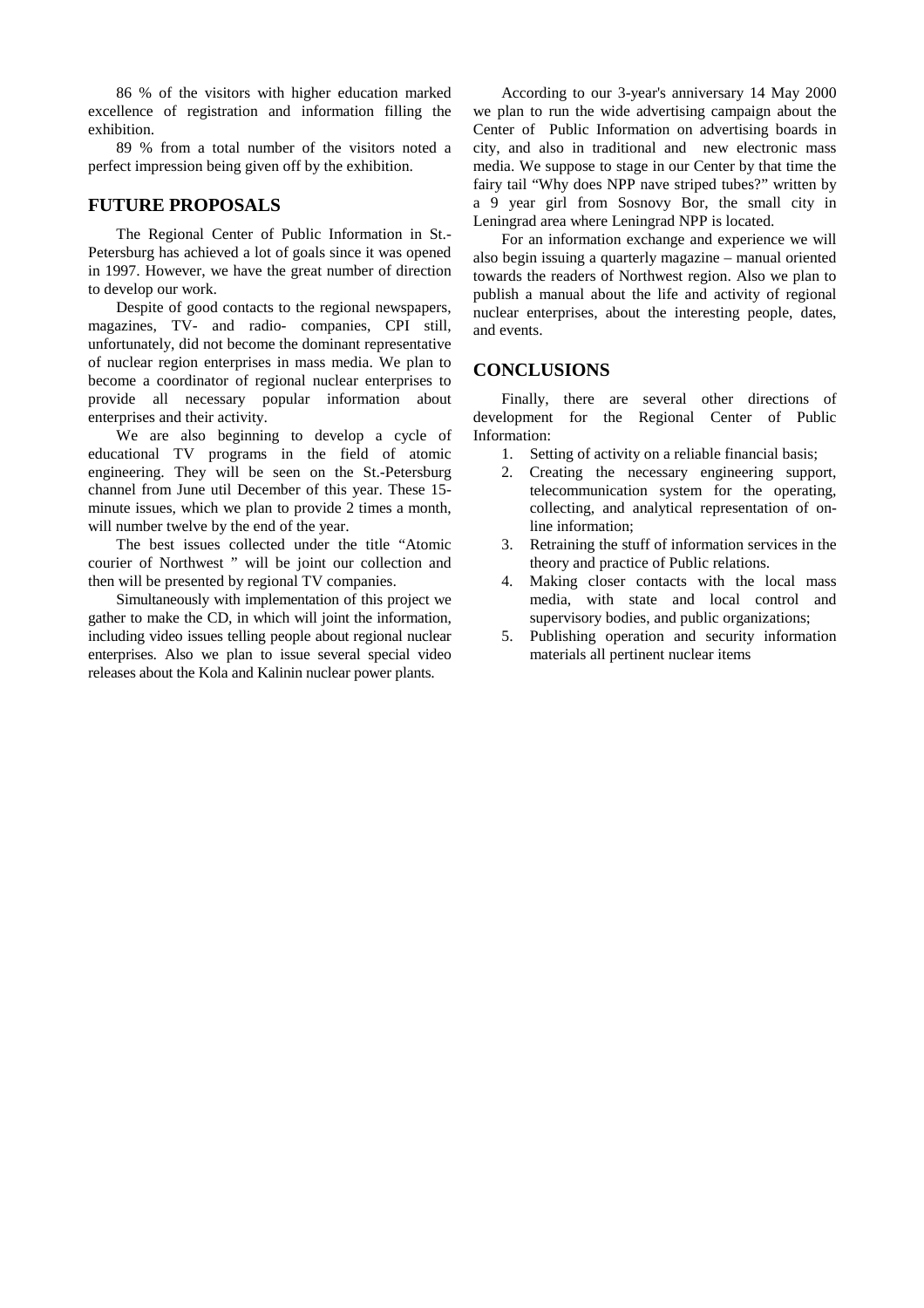86 % of the visitors with higher education marked excellence of registration and information filling the exhibition.

89 % from a total number of the visitors noted a perfect impression being given off by the exhibition.

## FUTURE PROPOSALS

The Regional Center of Public Information in St.-Petersburg has achieved a lot of goals since it was opened in 1997. However, we have the great number of direction to develop our work.

Despite of good contacts to the regional newspapers, magazines, TV- and radio- companies, CPI still, unfortunately, did not become the dominant representative of nuclear region enterprises in mass media. We plan to become a coordinator of regional nuclear enterprises to provide all necessary popular information about enterprises and their activity.

We are also beginning to develop a cycle of educational TV programs in the field of atomic engineering. They will be seen on the St.-Petersburg channel from June util December of this year. These 15-minute issues, which we plan to provide 2 times a month, will number twelve by the end of the year.

The best issues collected under the title "Atomic courier of Northwest " will be joint our collection and then will be presented by regional TV companies.

Simultaneously with implementation of this project we gather to make the CD, in which will joint the information, including video issues telling people about regional nuclear enterprises. Also we plan to issue several special video releases about the Kola and Kalinin nuclear power plants.

According to our 3-year's anniversary 14 May 2000 we plan to run the wide advertising campaign about the Center of Public Information on advertising boards in city, and also in traditional and new electronic mass media. We suppose to stage in our Center by that time the fairy tail "Why does NPP nave striped tubes?" written by a 9 year girl from Sosnovy Bor, the small city in Leningrad area where Leningrad NPP is located.

For an information exchange and experience we will also begin issuing a quarterly magazine – manual oriented towards the readers of Northwest region. Also we plan to publish a manual about the life and activity of regional nuclear enterprises, about the interesting people, dates, and events.

## CONCLUSIONS

Finally, there are several other directions of development for the Regional Center of Public Information:

1. Setting of activity on a reliable financial basis;
2. Creating the necessary engineering support, telecommunication system for the operating, collecting, and analytical representation of on-line information;
3. Retraining the stuff of information services in the theory and practice of Public relations.
4. Making closer contacts with the local mass media, with state and local control and supervisory bodies, and public organizations;
5. Publishing operation and security information materials all pertinent nuclear items